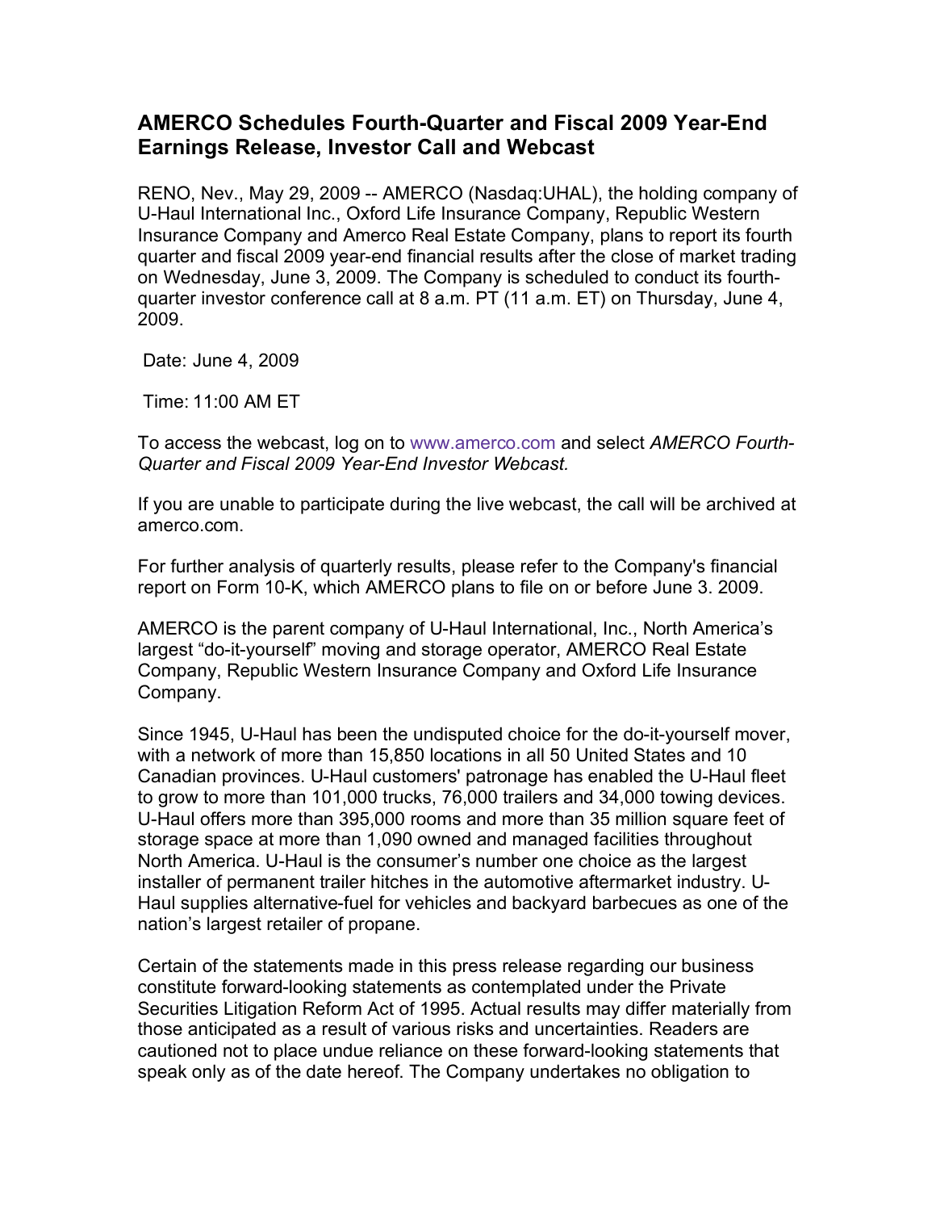# AMERCO Schedules Fourth-Quarter and Fiscal 2009 Year-End Earnings Release, Investor Call and Webcast

RENO, Nev., May 29, 2009 -- AMERCO (Nasdaq:UHAL), the holding company of U-Haul International Inc., Oxford Life Insurance Company, Republic Western Insurance Company and Amerco Real Estate Company, plans to report its fourth quarter and fiscal 2009 year-end financial results after the close of market trading on Wednesday, June 3, 2009. The Company is scheduled to conduct its fourth-quarter investor conference call at 8 a.m. PT (11 a.m. ET) on Thursday, June 4, 2009.

Date: June 4, 2009

Time: 11:00 AM ET

To access the webcast, log on to www.amerco.com and select *AMERCO Fourth-Quarter and Fiscal 2009 Year-End Investor Webcast.*

If you are unable to participate during the live webcast, the call will be archived at amerco.com.

For further analysis of quarterly results, please refer to the Company's financial report on Form 10-K, which AMERCO plans to file on or before June 3. 2009.

AMERCO is the parent company of U-Haul International, Inc., North America's largest "do-it-yourself" moving and storage operator, AMERCO Real Estate Company, Republic Western Insurance Company and Oxford Life Insurance Company.

Since 1945, U-Haul has been the undisputed choice for the do-it-yourself mover, with a network of more than 15,850 locations in all 50 United States and 10 Canadian provinces. U-Haul customers' patronage has enabled the U-Haul fleet to grow to more than 101,000 trucks, 76,000 trailers and 34,000 towing devices. U-Haul offers more than 395,000 rooms and more than 35 million square feet of storage space at more than 1,090 owned and managed facilities throughout North America. U-Haul is the consumer's number one choice as the largest installer of permanent trailer hitches in the automotive aftermarket industry. U-Haul supplies alternative-fuel for vehicles and backyard barbecues as one of the nation's largest retailer of propane.

Certain of the statements made in this press release regarding our business constitute forward-looking statements as contemplated under the Private Securities Litigation Reform Act of 1995. Actual results may differ materially from those anticipated as a result of various risks and uncertainties. Readers are cautioned not to place undue reliance on these forward-looking statements that speak only as of the date hereof. The Company undertakes no obligation to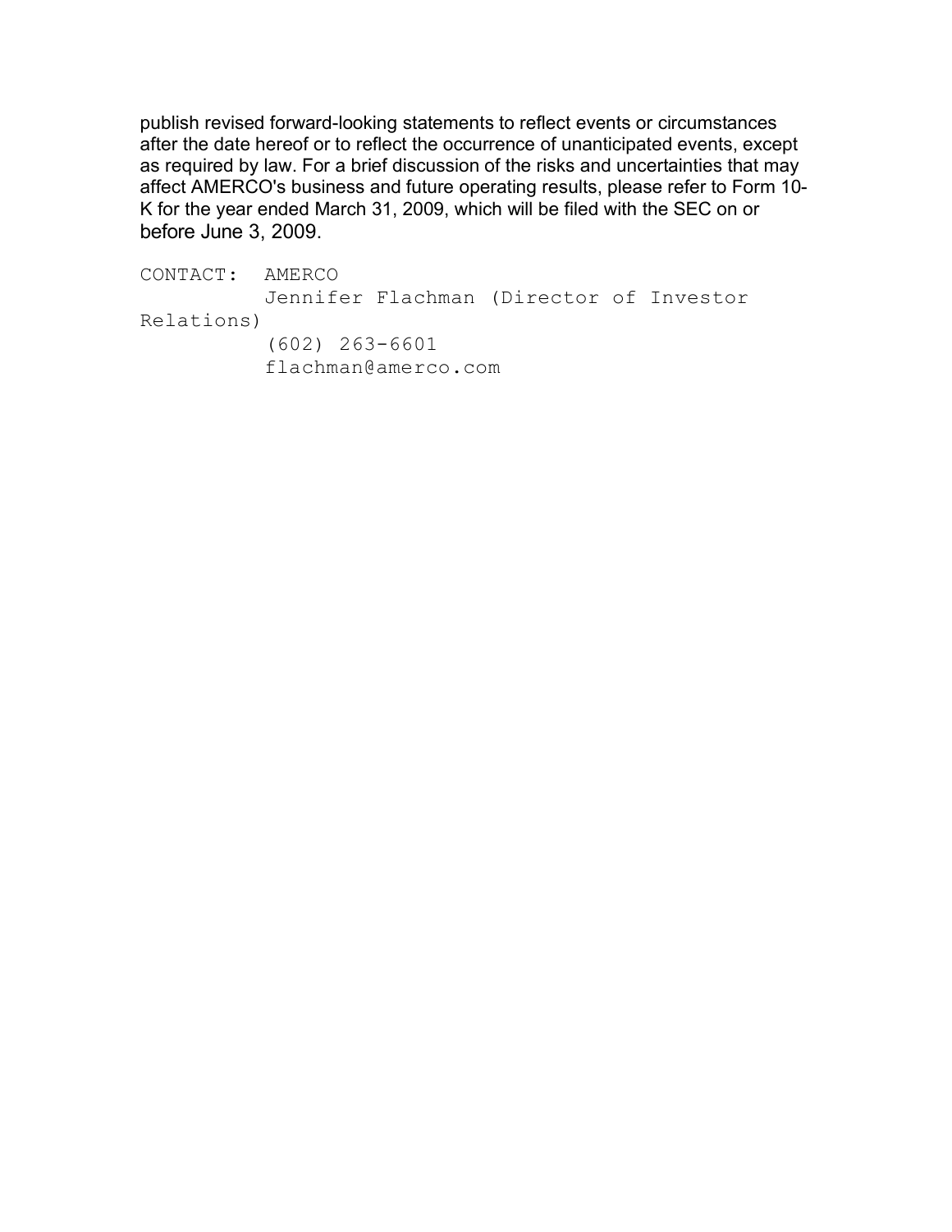publish revised forward-looking statements to reflect events or circumstances after the date hereof or to reflect the occurrence of unanticipated events, except as required by law. For a brief discussion of the risks and uncertainties that may affect AMERCO's business and future operating results, please refer to Form 10-K for the year ended March 31, 2009, which will be filed with the SEC on or before June 3, 2009.

CONTACT: AMERCO
Jennifer Flachman (Director of Investor Relations)
(602) 263-6601
flachman@amerco.com